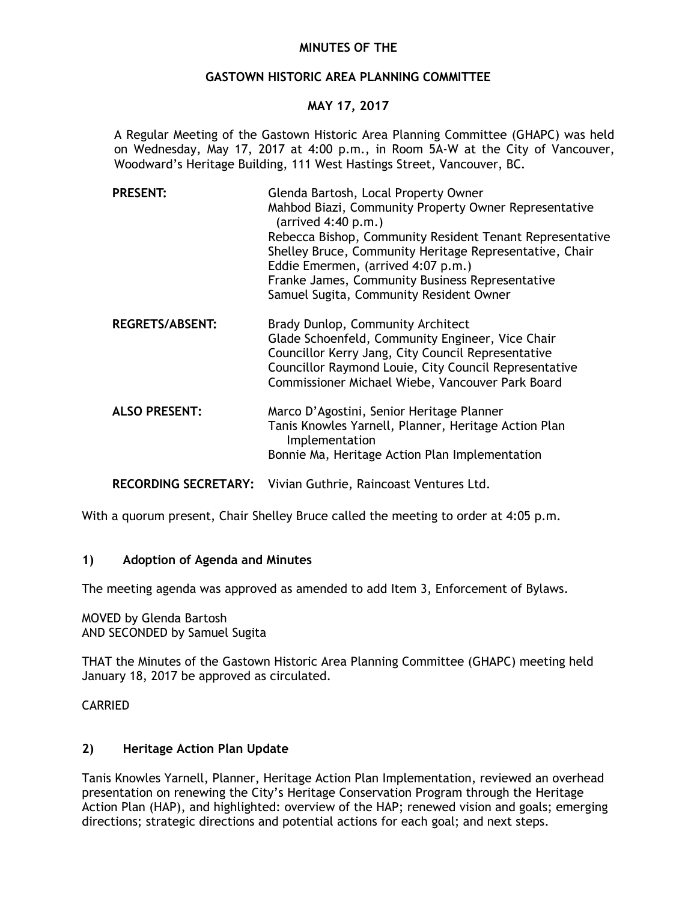# MINUTES OF THE

## GASTOWN HISTORIC AREA PLANNING COMMITTEE

## MAY 17, 2017

A Regular Meeting of the Gastown Historic Area Planning Committee (GHAPC) was held on Wednesday, May 17, 2017 at 4:00 p.m., in Room 5A-W at the City of Vancouver, Woodward's Heritage Building, 111 West Hastings Street, Vancouver, BC.

| | |
|---|---|
| **PRESENT:** | Glenda Bartosh, Local Property Owner<br>Mahbod Biazi, Community Property Owner Representative (arrived 4:40 p.m.)<br>Rebecca Bishop, Community Resident Tenant Representative<br>Shelley Bruce, Community Heritage Representative, Chair<br>Eddie Emermen, (arrived 4:07 p.m.)<br>Franke James, Community Business Representative<br>Samuel Sugita, Community Resident Owner |
| **REGRETS/ABSENT:** | Brady Dunlop, Community Architect<br>Glade Schoenfeld, Community Engineer, Vice Chair<br>Councillor Kerry Jang, City Council Representative<br>Councillor Raymond Louie, City Council Representative<br>Commissioner Michael Wiebe, Vancouver Park Board |
| **ALSO PRESENT:** | Marco D'Agostini, Senior Heritage Planner<br>Tanis Knowles Yarnell, Planner, Heritage Action Plan Implementation<br>Bonnie Ma, Heritage Action Plan Implementation |
| **RECORDING SECRETARY:** | Vivian Guthrie, Raincoast Ventures Ltd. |

With a quorum present, Chair Shelley Bruce called the meeting to order at 4:05 p.m.

### 1) Adoption of Agenda and Minutes

The meeting agenda was approved as amended to add Item 3, Enforcement of Bylaws.

MOVED by Glenda Bartosh
AND SECONDED by Samuel Sugita

THAT the Minutes of the Gastown Historic Area Planning Committee (GHAPC) meeting held January 18, 2017 be approved as circulated.

CARRIED

### 2) Heritage Action Plan Update

Tanis Knowles Yarnell, Planner, Heritage Action Plan Implementation, reviewed an overhead presentation on renewing the City's Heritage Conservation Program through the Heritage Action Plan (HAP), and highlighted: overview of the HAP; renewed vision and goals; emerging directions; strategic directions and potential actions for each goal; and next steps.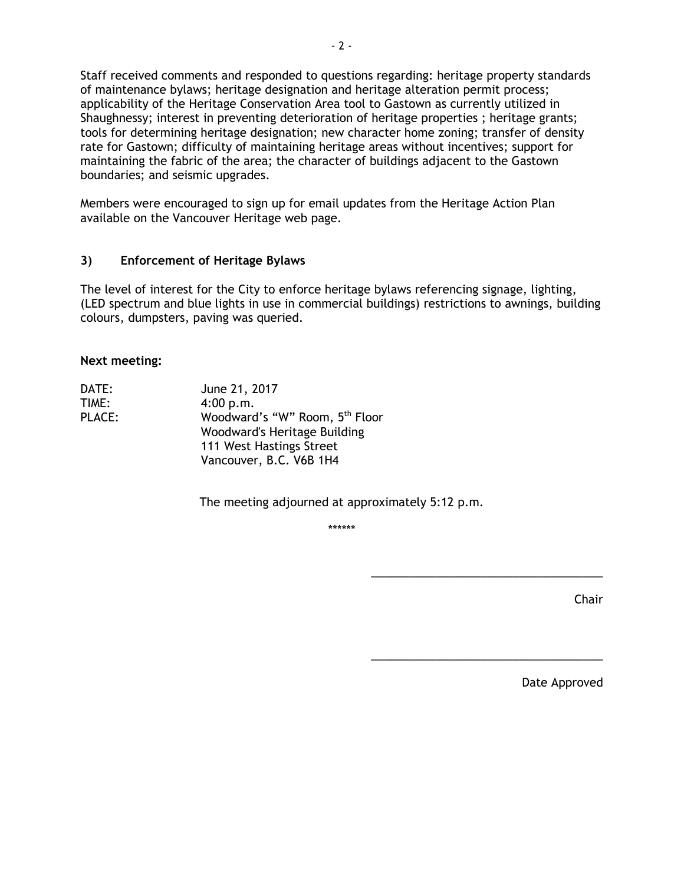Staff received comments and responded to questions regarding: heritage property standards of maintenance bylaws; heritage designation and heritage alteration permit process; applicability of the Heritage Conservation Area tool to Gastown as currently utilized in Shaughnessy; interest in preventing deterioration of heritage properties ; heritage grants; tools for determining heritage designation; new character home zoning; transfer of density rate for Gastown; difficulty of maintaining heritage areas without incentives; support for maintaining the fabric of the area; the character of buildings adjacent to the Gastown boundaries; and seismic upgrades.

Members were encouraged to sign up for email updates from the Heritage Action Plan available on the Vancouver Heritage web page.

### 3) Enforcement of Heritage Bylaws

The level of interest for the City to enforce heritage bylaws referencing signage, lighting, (LED spectrum and blue lights in use in commercial buildings) restrictions to awnings, building colours, dumpsters, paving was queried.

**Next meeting:**

DATE: June 21, 2017
TIME: 4:00 p.m.
PLACE: Woodward's "W" Room, 5th Floor
Woodward's Heritage Building
111 West Hastings Street
Vancouver, B.C. V6B 1H4

The meeting adjourned at approximately 5:12 p.m.

******

\_\_\_\_\_\_\_\_\_\_\_\_\_\_\_\_\_\_\_\_\_\_\_\_\_\_\_\_\_\_\_\_\_\_\_\_

Chair

\_\_\_\_\_\_\_\_\_\_\_\_\_\_\_\_\_\_\_\_\_\_\_\_\_\_\_\_\_\_\_\_\_\_\_\_

Date Approved